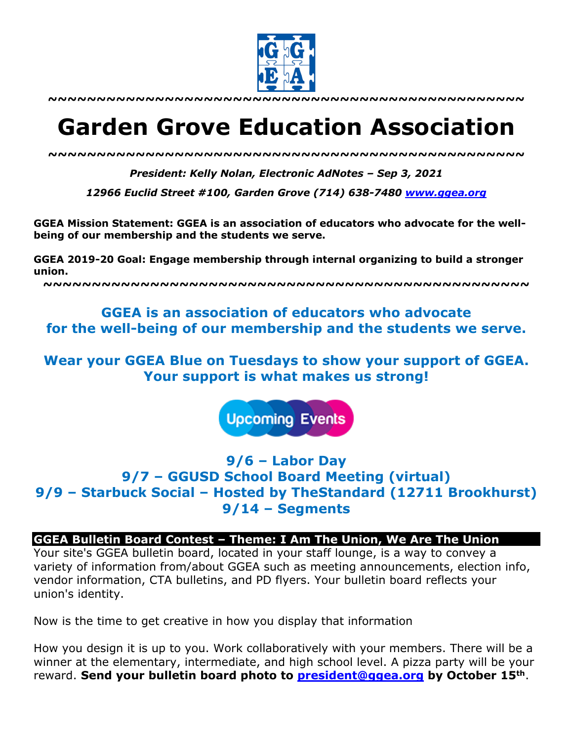~~~~~~~~~~~~~~~~~~~~~~~~~~~~~~~~~~~~~~~~~~~~~~~~~~

# Garden Grove Education Association

~~~~~~~~~~~~~~~~~~~~~~~~~~~~~~~~~~~~~~~~~~~~~~~~~~

***President: Kelly Nolan, Electronic AdNotes – Sep 3, 2021***

***12966 Euclid Street #100, Garden Grove (714) 638-7480 [www.ggea.org](http://www.ggea.org)***

**GGEA Mission Statement: GGEA is an association of educators who advocate for the well-being of our membership and the students we serve.**

**GGEA 2019-20 Goal: Engage membership through internal organizing to build a stronger union.**

~~~~~~~~~~~~~~~~~~~~~~~~~~~~~~~~~~~~~~~~~~~~~~~~~~

**GGEA is an association of educators who advocate for the well-being of our membership and the students we serve.**

**Wear your GGEA Blue on Tuesdays to show your support of GGEA. Your support is what makes us strong!**

Upcoming Events

**9/6 – Labor Day**
**9/7 – GGUSD School Board Meeting (virtual)**
**9/9 – Starbuck Social – Hosted by TheStandard (12711 Brookhurst)**
**9/14 – Segments**

## GGEA Bulletin Board Contest – Theme: I Am The Union, We Are The Union

Your site's GGEA bulletin board, located in your staff lounge, is a way to convey a variety of information from/about GGEA such as meeting announcements, election info, vendor information, CTA bulletins, and PD flyers. Your bulletin board reflects your union's identity.

Now is the time to get creative in how you display that information

How you design it is up to you. Work collaboratively with your members. There will be a winner at the elementary, intermediate, and high school level. A pizza party will be your reward. **Send your bulletin board photo to [president@ggea.org](mailto:president@ggea.org) by October 15th**.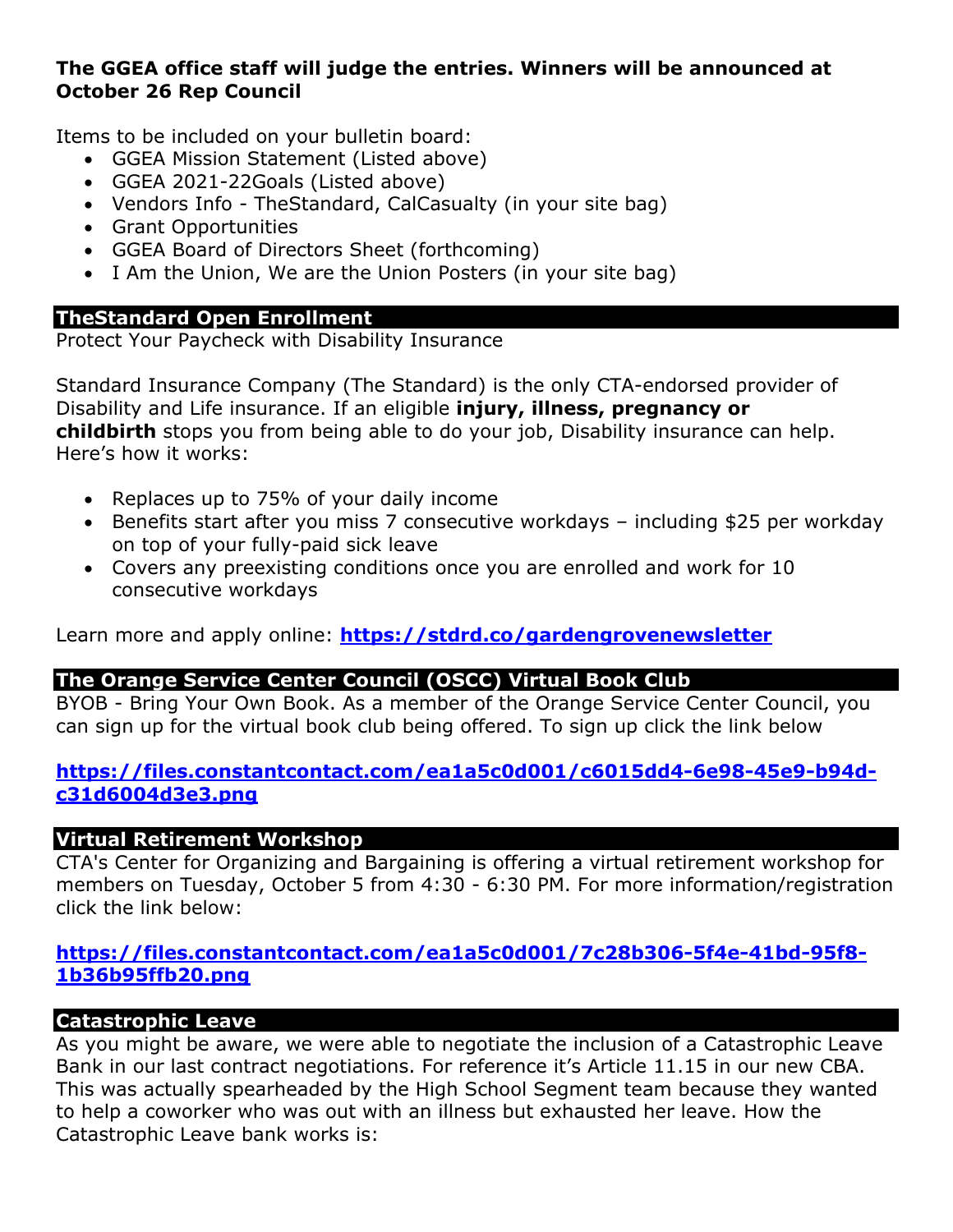**The GGEA office staff will judge the entries. Winners will be announced at October 26 Rep Council**

Items to be included on your bulletin board:

- GGEA Mission Statement (Listed above)
- GGEA 2021-22Goals (Listed above)
- Vendors Info - TheStandard, CalCasualty (in your site bag)
- Grant Opportunities
- GGEA Board of Directors Sheet (forthcoming)
- I Am the Union, We are the Union Posters (in your site bag)

## TheStandard Open Enrollment

Protect Your Paycheck with Disability Insurance

Standard Insurance Company (The Standard) is the only CTA-endorsed provider of Disability and Life insurance. If an eligible **injury, illness, pregnancy or childbirth** stops you from being able to do your job, Disability insurance can help. Here's how it works:

- Replaces up to 75% of your daily income
- Benefits start after you miss 7 consecutive workdays – including $25 per workday on top of your fully-paid sick leave
- Covers any preexisting conditions once you are enrolled and work for 10 consecutive workdays

Learn more and apply online: **https://stdrd.co/gardengrovenewsletter**

## The Orange Service Center Council (OSCC) Virtual Book Club

BYOB - Bring Your Own Book. As a member of the Orange Service Center Council, you can sign up for the virtual book club being offered. To sign up click the link below

**https://files.constantcontact.com/ea1a5c0d001/c6015dd4-6e98-45e9-b94d-c31d6004d3e3.png**

## Virtual Retirement Workshop

CTA's Center for Organizing and Bargaining is offering a virtual retirement workshop for members on Tuesday, October 5 from 4:30 - 6:30 PM. For more information/registration click the link below:

**https://files.constantcontact.com/ea1a5c0d001/7c28b306-5f4e-41bd-95f8-1b36b95ffb20.png**

## Catastrophic Leave

As you might be aware, we were able to negotiate the inclusion of a Catastrophic Leave Bank in our last contract negotiations. For reference it's Article 11.15 in our new CBA. This was actually spearheaded by the High School Segment team because they wanted to help a coworker who was out with an illness but exhausted her leave. How the Catastrophic Leave bank works is: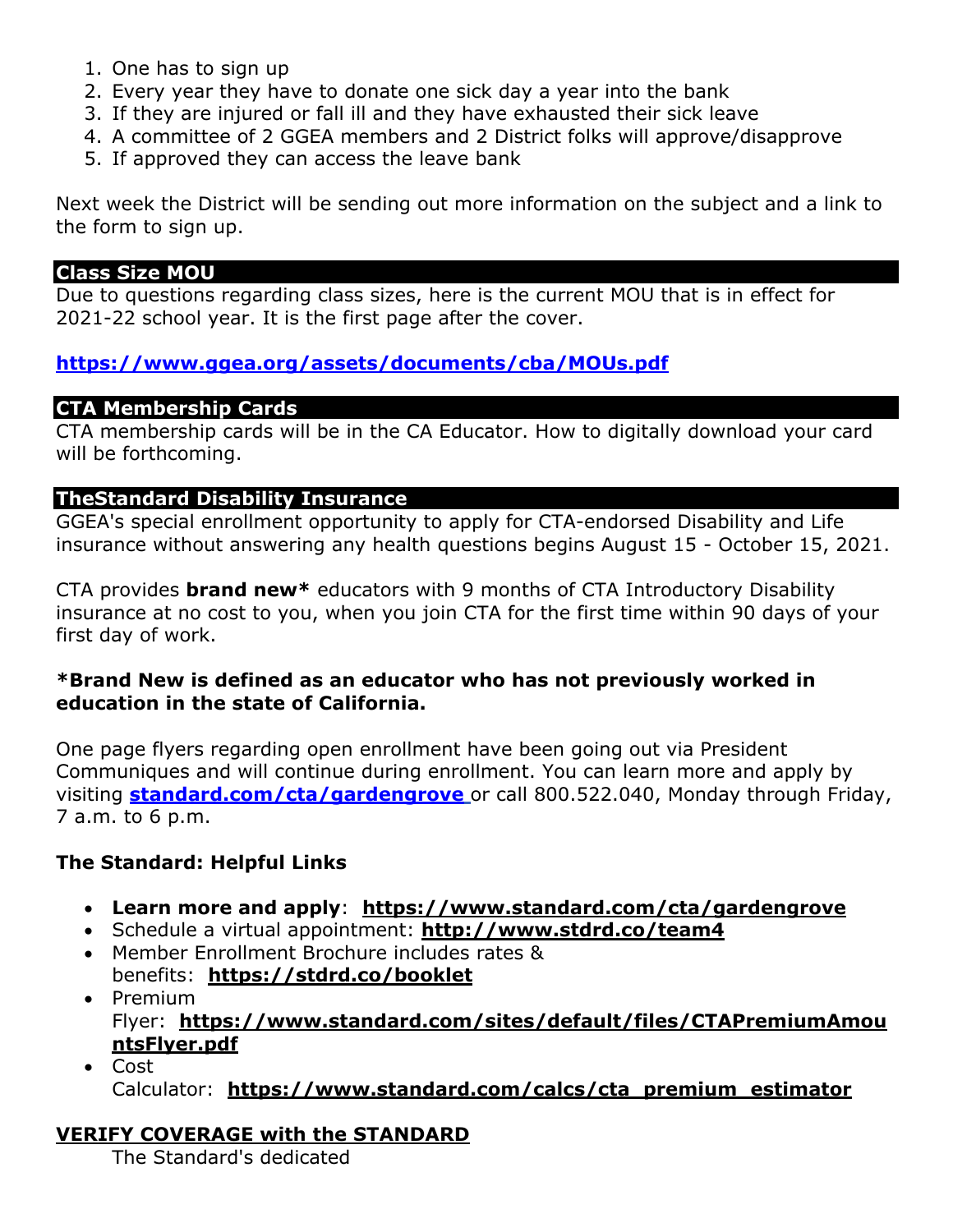1. One has to sign up
2. Every year they have to donate one sick day a year into the bank
3. If they are injured or fall ill and they have exhausted their sick leave
4. A committee of 2 GGEA members and 2 District folks will approve/disapprove
5. If approved they can access the leave bank

Next week the District will be sending out more information on the subject and a link to the form to sign up.

## Class Size MOU

Due to questions regarding class sizes, here is the current MOU that is in effect for 2021-22 school year. It is the first page after the cover.

**https://www.ggea.org/assets/documents/cba/MOUs.pdf**

## CTA Membership Cards

CTA membership cards will be in the CA Educator. How to digitally download your card will be forthcoming.

## TheStandard Disability Insurance

GGEA's special enrollment opportunity to apply for CTA-endorsed Disability and Life insurance without answering any health questions begins August 15 - October 15, 2021.

CTA provides **brand new*** educators with 9 months of CTA Introductory Disability insurance at no cost to you, when you join CTA for the first time within 90 days of your first day of work.

**\*Brand New is defined as an educator who has not previously worked in education in the state of California.**

One page flyers regarding open enrollment have been going out via President Communiques and will continue during enrollment. You can learn more and apply by visiting **standard.com/cta/gardengrove** or call 800.522.040, Monday through Friday, 7 a.m. to 6 p.m.

### The Standard: Helpful Links

- **Learn more and apply**: **https://www.standard.com/cta/gardengrove**
- Schedule a virtual appointment: **http://www.stdrd.co/team4**
- Member Enrollment Brochure includes rates & benefits: **https://stdrd.co/booklet**
- Premium Flyer: **https://www.standard.com/sites/default/files/CTAPremiumAmountsFlyer.pdf**
- Cost Calculator: **https://www.standard.com/calcs/cta_premium_estimator**

### VERIFY COVERAGE with the STANDARD

The Standard's dedicated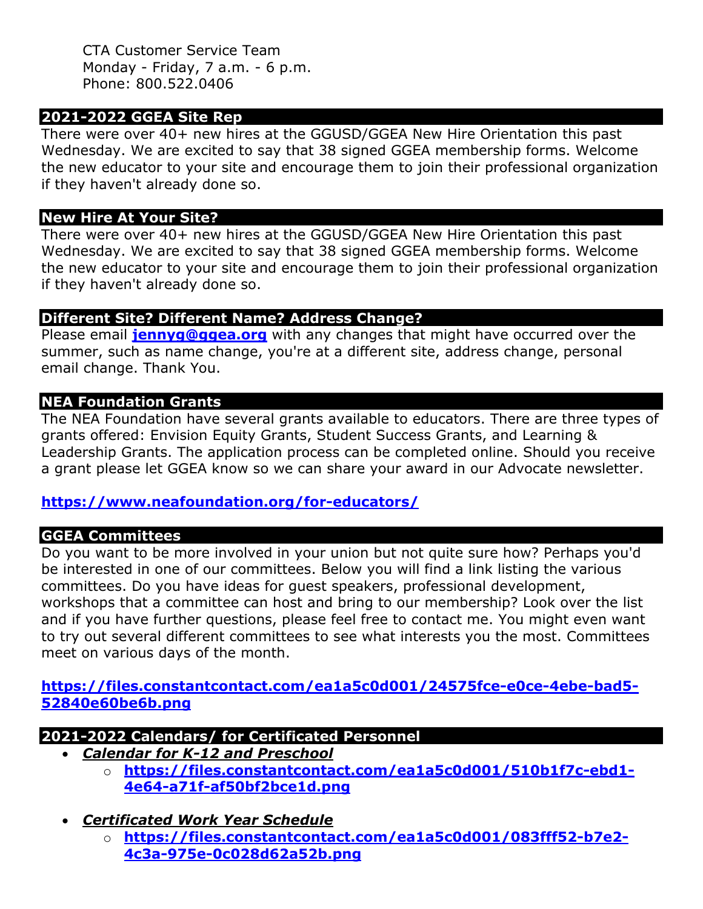CTA Customer Service Team
Monday - Friday, 7 a.m. - 6 p.m.
Phone: 800.522.0406

## 2021-2022 GGEA Site Rep

There were over 40+ new hires at the GGUSD/GGEA New Hire Orientation this past Wednesday. We are excited to say that 38 signed GGEA membership forms. Welcome the new educator to your site and encourage them to join their professional organization if they haven't already done so.

## New Hire At Your Site?

There were over 40+ new hires at the GGUSD/GGEA New Hire Orientation this past Wednesday. We are excited to say that 38 signed GGEA membership forms. Welcome the new educator to your site and encourage them to join their professional organization if they haven't already done so.

## Different Site? Different Name? Address Change?

Please email **jennyg@ggea.org** with any changes that might have occurred over the summer, such as name change, you're at a different site, address change, personal email change. Thank You.

## NEA Foundation Grants

The NEA Foundation have several grants available to educators. There are three types of grants offered: Envision Equity Grants, Student Success Grants, and Learning & Leadership Grants. The application process can be completed online. Should you receive a grant please let GGEA know so we can share your award in our Advocate newsletter.

**https://www.neafoundation.org/for-educators/**

## GGEA Committees

Do you want to be more involved in your union but not quite sure how? Perhaps you'd be interested in one of our committees. Below you will find a link listing the various committees. Do you have ideas for guest speakers, professional development, workshops that a committee can host and bring to our membership? Look over the list and if you have further questions, please feel free to contact me. You might even want to try out several different committees to see what interests you the most. Committees meet on various days of the month.

**https://files.constantcontact.com/ea1a5c0d001/24575fce-e0ce-4ebe-bad5-52840e60be6b.png**

## 2021-2022 Calendars/ for Certificated Personnel

- ***Calendar for K-12 and Preschool***
  - **https://files.constantcontact.com/ea1a5c0d001/510b1f7c-ebd1-4e64-a71f-af50bf2bce1d.png**
- ***Certificated Work Year Schedule***
  - **https://files.constantcontact.com/ea1a5c0d001/083fff52-b7e2-4c3a-975e-0c028d62a52b.png**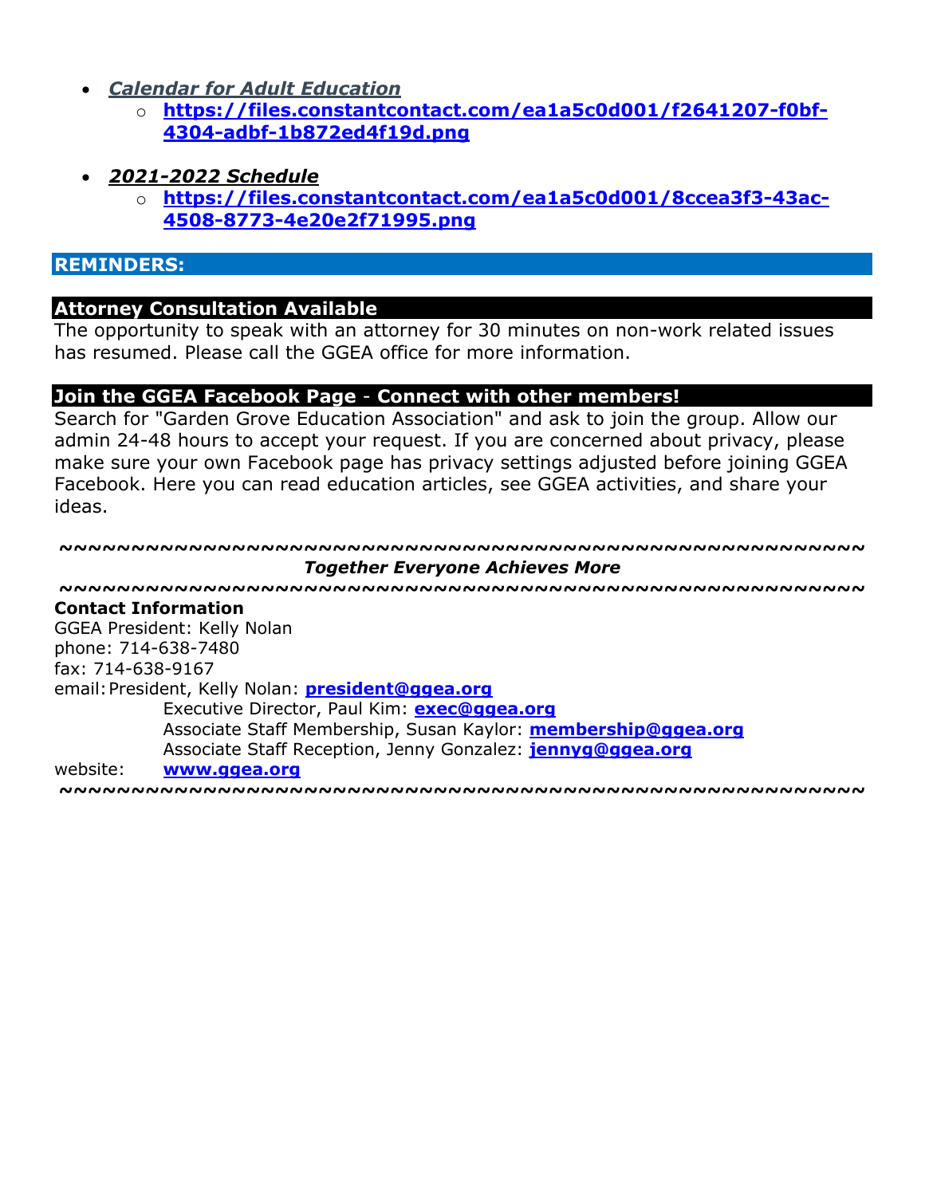- ***Calendar for Adult Education***
  - **https://files.constantcontact.com/ea1a5c0d001/f2641207-f0bf-4304-adbf-1b872ed4f19d.png**

- ***2021-2022 Schedule***
  - **https://files.constantcontact.com/ea1a5c0d001/8ccea3f3-43ac-4508-8773-4e20e2f71995.png**

## REMINDERS:

### Attorney Consultation Available

The opportunity to speak with an attorney for 30 minutes on non-work related issues has resumed. Please call the GGEA office for more information.

### Join the GGEA Facebook Page - Connect with other members!

Search for "Garden Grove Education Association" and ask to join the group. Allow our admin 24-48 hours to accept your request. If you are concerned about privacy, please make sure your own Facebook page has privacy settings adjusted before joining GGEA Facebook. Here you can read education articles, see GGEA activities, and share your ideas.

~~~~~~~~~~~~~~~~~~~~~~~~~~~~~~~~~~~~~~~~~~~~~~~~~~~~~~~~

***Together Everyone Achieves More***

~~~~~~~~~~~~~~~~~~~~~~~~~~~~~~~~~~~~~~~~~~~~~~~~~~~~~~~~

**Contact Information**

GGEA President: Kelly Nolan
phone: 714-638-7480
fax: 714-638-9167
email: President, Kelly Nolan: **president@ggea.org**
Executive Director, Paul Kim: **exec@ggea.org**
Associate Staff Membership, Susan Kaylor: **membership@ggea.org**
Associate Staff Reception, Jenny Gonzalez: **jennyg@ggea.org**
website: **www.ggea.org**

~~~~~~~~~~~~~~~~~~~~~~~~~~~~~~~~~~~~~~~~~~~~~~~~~~~~~~~~